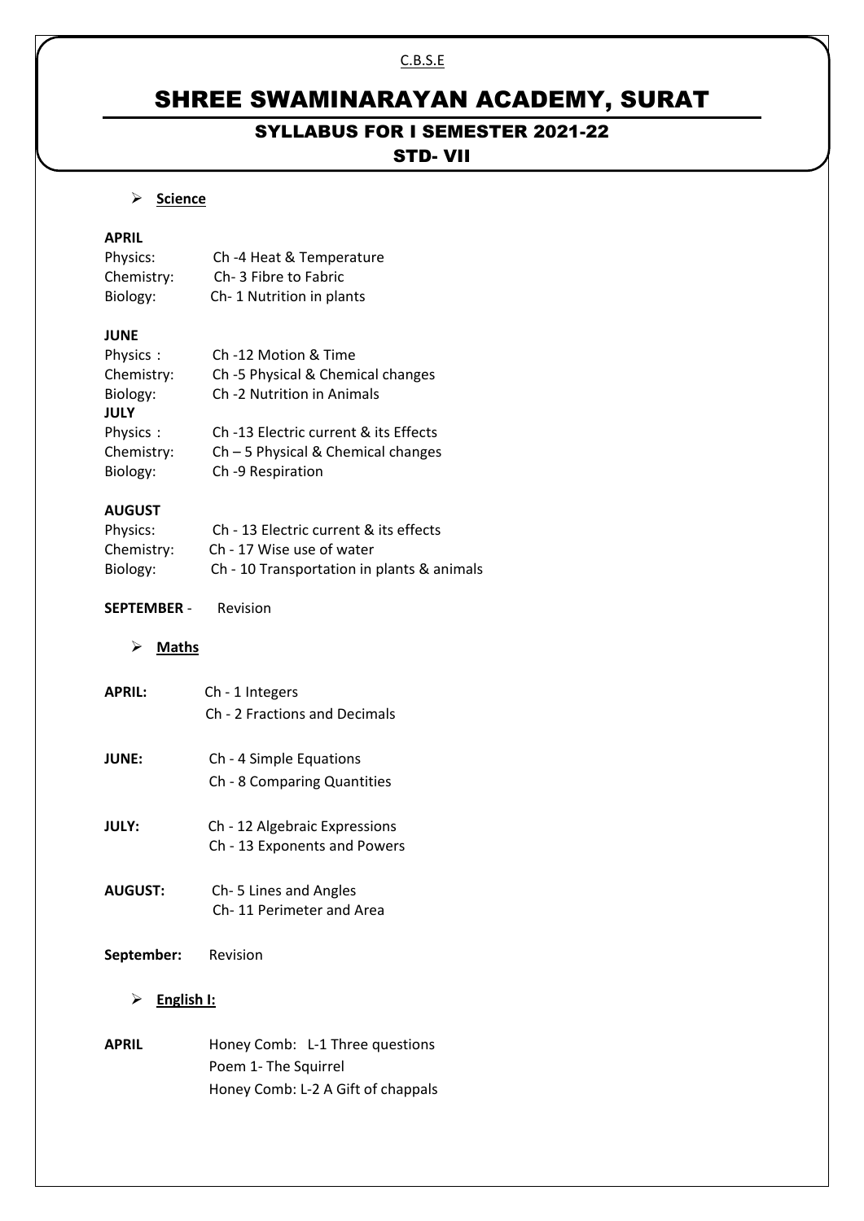C.B.S.E

# SHREE SWAMINARAYAN ACADEMY, SURAT

## SYLLABUS FOR I SEMESTER 2021-22

## STD- VII

- **Science**

**APRIL**

Physics: Ch -4 Heat & Temperature
Chemistry: Ch- 3 Fibre to Fabric
Biology: Ch- 1 Nutrition in plants

**JUNE**

Physics : Ch -12 Motion & Time
Chemistry: Ch -5 Physical & Chemical changes
Biology: Ch -2 Nutrition in Animals

**JULY**

Physics : Ch -13 Electric current & its Effects
Chemistry: Ch – 5 Physical & Chemical changes
Biology: Ch -9 Respiration

**AUGUST**

Physics: Ch - 13 Electric current & its effects
Chemistry: Ch - 17 Wise use of water
Biology: Ch - 10 Transportation in plants & animals

**SEPTEMBER** - Revision

- **Maths**

**APRIL:** Ch - 1 Integers
Ch - 2 Fractions and Decimals

**JUNE:** Ch - 4 Simple Equations
Ch - 8 Comparing Quantities

**JULY:** Ch - 12 Algebraic Expressions
Ch - 13 Exponents and Powers

**AUGUST:** Ch- 5 Lines and Angles
Ch- 11 Perimeter and Area

**September:** Revision

- **English I:**

**APRIL** Honey Comb: L-1 Three questions
Poem 1- The Squirrel
Honey Comb: L-2 A Gift of chappals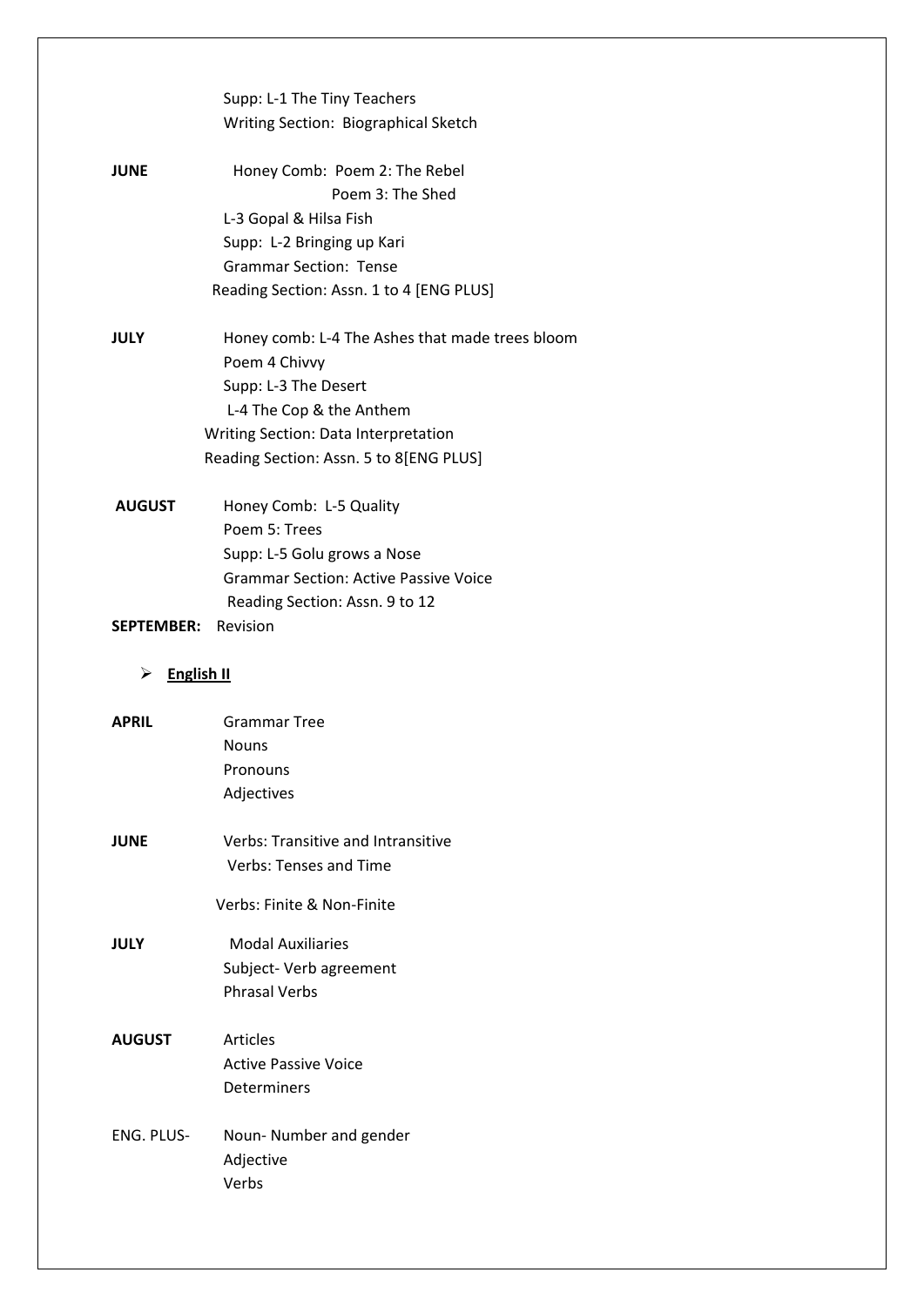Supp: L-1 The Tiny Teachers
Writing Section: Biographical Sketch

**JUNE**
Honey Comb: Poem 2: The Rebel
Poem 3: The Shed
L-3 Gopal & Hilsa Fish
Supp: L-2 Bringing up Kari
Grammar Section: Tense
Reading Section: Assn. 1 to 4 [ENG PLUS]

**JULY**
Honey comb: L-4 The Ashes that made trees bloom
Poem 4 Chivvy
Supp: L-3 The Desert
L-4 The Cop & the Anthem
Writing Section: Data Interpretation
Reading Section: Assn. 5 to 8[ENG PLUS]

**AUGUST**
Honey Comb: L-5 Quality
Poem 5: Trees
Supp: L-5 Golu grows a Nose
Grammar Section: Active Passive Voice
Reading Section: Assn. 9 to 12

**SEPTEMBER:** Revision

- **English II**

**APRIL**
Grammar Tree
Nouns
Pronouns
Adjectives

**JUNE**
Verbs: Transitive and Intransitive
Verbs: Tenses and Time

Verbs: Finite & Non-Finite

**JULY**
Modal Auxiliaries
Subject- Verb agreement
Phrasal Verbs

**AUGUST**
Articles
Active Passive Voice
Determiners

ENG. PLUS-
Noun- Number and gender
Adjective
Verbs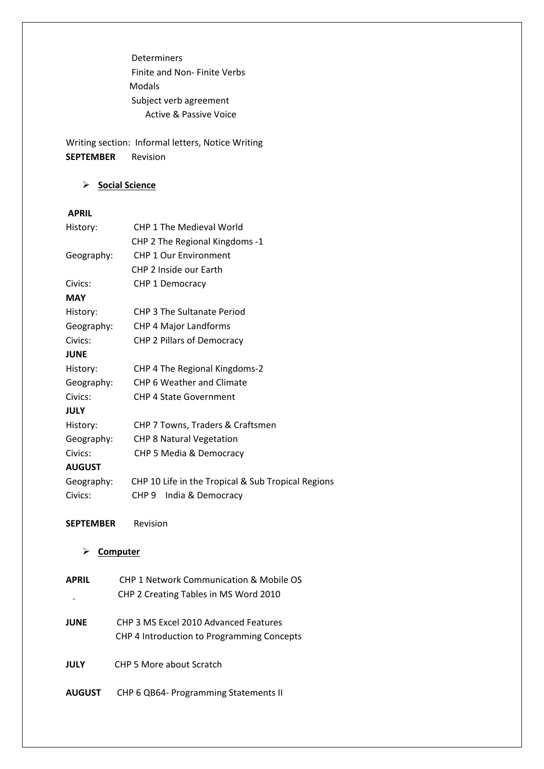Determiners
Finite and Non- Finite Verbs
Modals
Subject verb agreement
Active & Passive Voice

Writing section: Informal letters, Notice Writing

**SEPTEMBER** Revision

- **Social Science**

**APRIL**

History: CHP 1 The Medieval World
CHP 2 The Regional Kingdoms -1

Geography: CHP 1 Our Environment
CHP 2 Inside our Earth

Civics: CHP 1 Democracy

**MAY**

History: CHP 3 The Sultanate Period

Geography: CHP 4 Major Landforms

Civics: CHP 2 Pillars of Democracy

**JUNE**

History: CHP 4 The Regional Kingdoms-2

Geography: CHP 6 Weather and Climate

Civics: CHP 4 State Government

**JULY**

History: CHP 7 Towns, Traders & Craftsmen

Geography: CHP 8 Natural Vegetation

Civics: CHP 5 Media & Democracy

**AUGUST**

Geography: CHP 10 Life in the Tropical & Sub Tropical Regions

Civics: CHP 9 India & Democracy

**SEPTEMBER** Revision

- **Computer**

**APRIL** CHP 1 Network Communication & Mobile OS
CHP 2 Creating Tables in MS Word 2010

**JUNE** CHP 3 MS Excel 2010 Advanced Features
CHP 4 Introduction to Programming Concepts

**JULY** CHP 5 More about Scratch

**AUGUST** CHP 6 QB64- Programming Statements II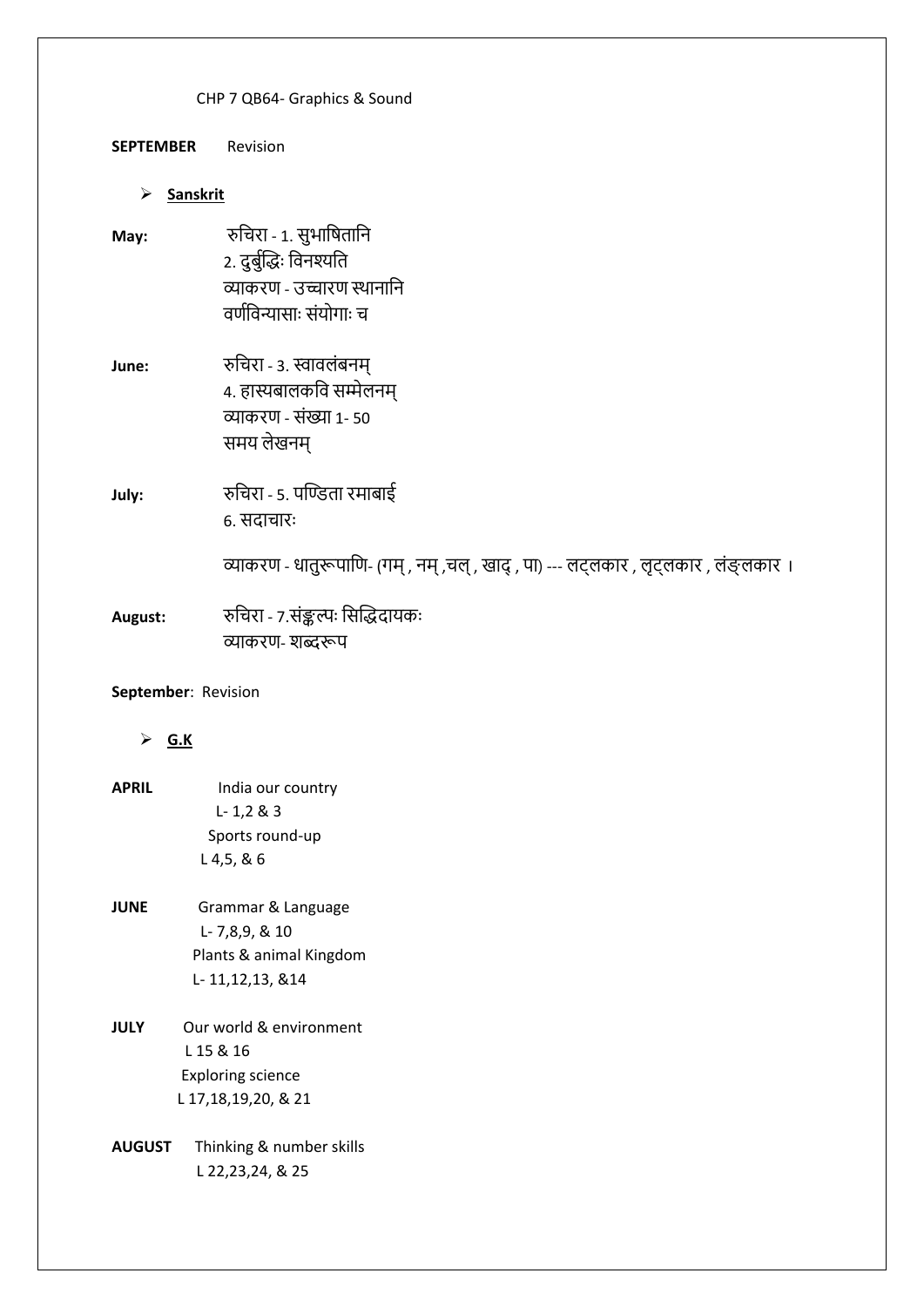CHP 7 QB64- Graphics & Sound

**SEPTEMBER** Revision

- **Sanskrit**

**May:** रुचिरा - 1. सुभाषितानि
2. दुर्बुद्धिः विनश्यति
व्याकरण - उच्चारण स्थानानि
वर्णविन्यासाः संयोगाः च

**June:** रुचिरा - 3. स्वावलंबनम्
4. हास्यबालकवि सम्मेलनम्
व्याकरण - संख्या 1- 50
समय लेखनम्

**July:** रुचिरा - 5. पण्डिता रमाबाई
6. सदाचारः

व्याकरण - धातुरूपाणि- (गम् , नम् ,चल् , खाद् , पा) --- लट्लकार , लृट्लकार , लंङ्लकार ।

**August:** रुचिरा - 7.संङ्कल्पः सिद्धिदायकः
व्याकरण- शब्दरूप

**September**: Revision

- **G.K**

**APRIL** India our country
L- 1,2 & 3
Sports round-up
L 4,5, & 6

**JUNE** Grammar & Language
L- 7,8,9, & 10
Plants & animal Kingdom
L- 11,12,13, &14

**JULY** Our world & environment
L 15 & 16
Exploring science
L 17,18,19,20, & 21

**AUGUST** Thinking & number skills
L 22,23,24, & 25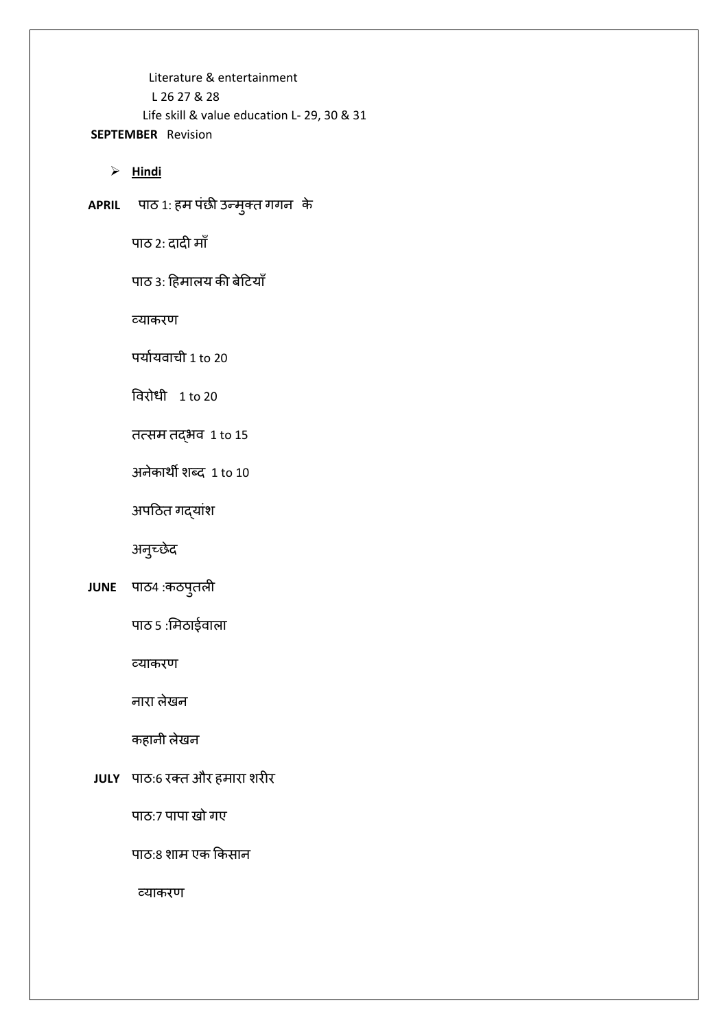Literature & entertainment
L 26 27 & 28
Life skill & value education L- 29, 30 & 31

**SEPTEMBER** Revision

- **Hindi**

**APRIL** पाठ 1: हम पंछी उन्मुक्त गगन के

पाठ 2: दादी माँ

पाठ 3: हिमालय की बेटियाँ

व्याकरण

पर्यायवाची 1 to 20

विरोधी 1 to 20

तत्सम तद्भव 1 to 15

अनेकार्थी शब्द 1 to 10

अपठित गद्यांश

अनुच्छेद

**JUNE** पाठ4 :कठपुतली

पाठ 5 :मिठाईवाला

व्याकरण

नारा लेखन

कहानी लेखन

**JULY** पाठ:6 रक्त और हमारा शरीर

पाठ:7 पापा खो गए

पाठ:8 शाम एक किसान

व्याकरण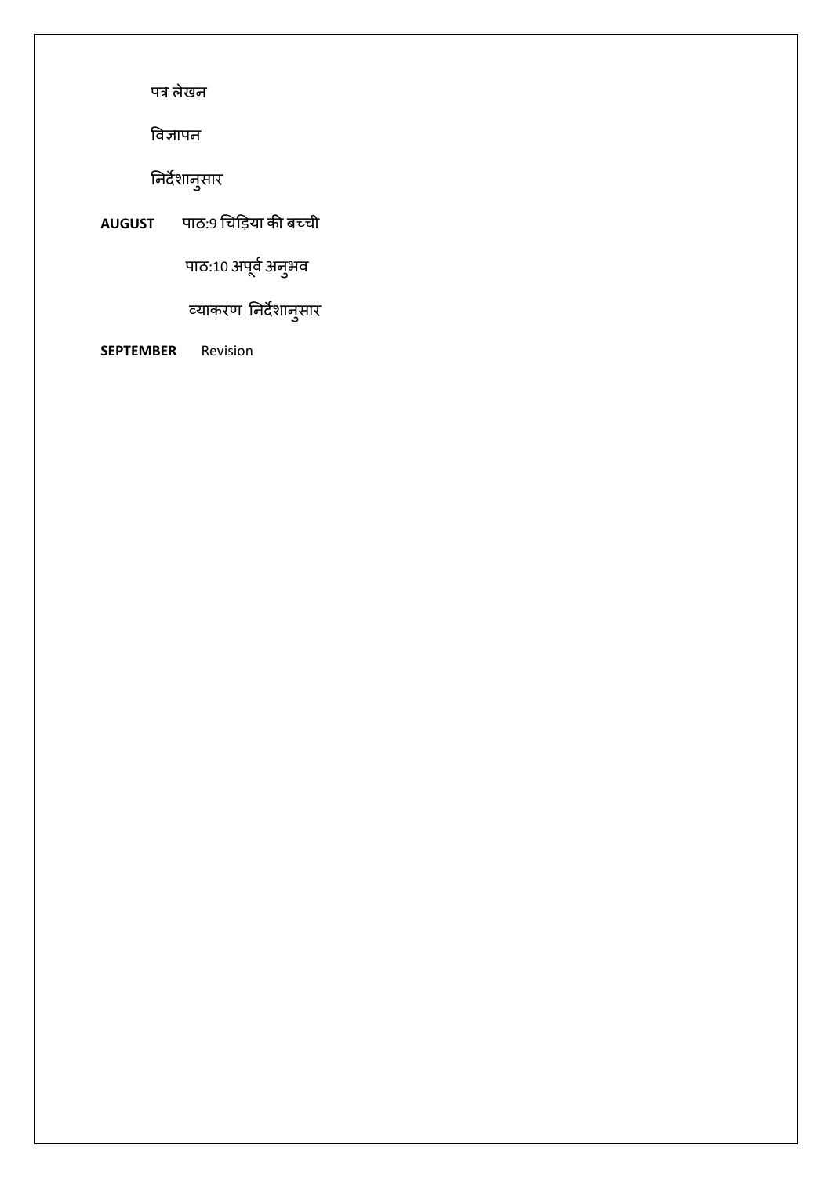पत्र लेखन

विज्ञापन

निर्देशानुसार

**AUGUST** पाठ:9 चिड़िया की बच्ची

पाठ:10 अपूर्व अनुभव

व्याकरण निर्देशानुसार

**SEPTEMBER** Revision